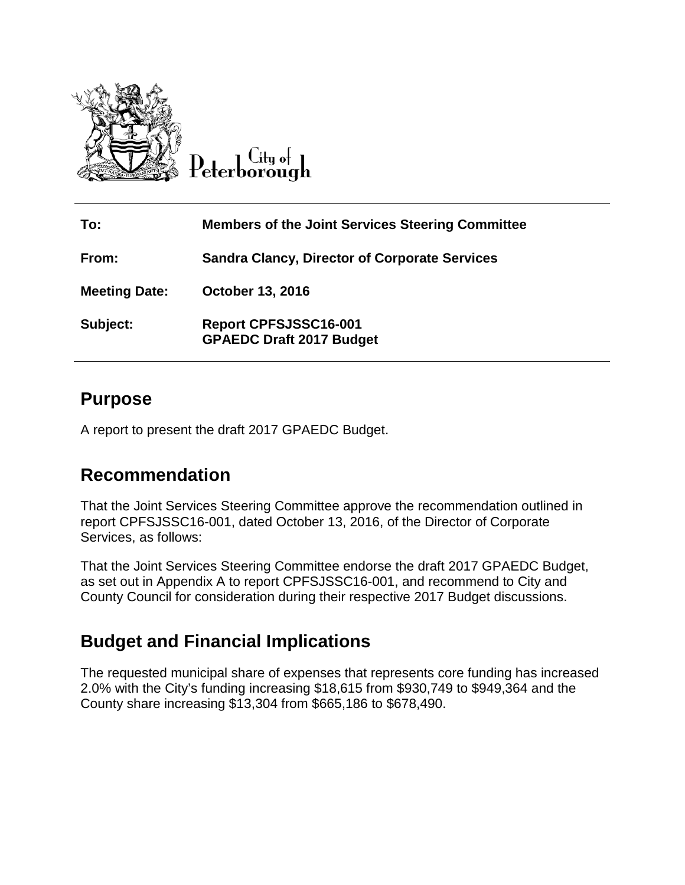City of Peterborough

| | |
|---|---|
| **To:** | **Members of the Joint Services Steering Committee** |
| **From:** | **Sandra Clancy, Director of Corporate Services** |
| **Meeting Date:** | **October 13, 2016** |
| **Subject:** | **Report CPFSJSSC16-001**<br>**GPAEDC Draft 2017 Budget** |

## Purpose

A report to present the draft 2017 GPAEDC Budget.

## Recommendation

That the Joint Services Steering Committee approve the recommendation outlined in report CPFSJSSC16-001, dated October 13, 2016, of the Director of Corporate Services, as follows:

That the Joint Services Steering Committee endorse the draft 2017 GPAEDC Budget, as set out in Appendix A to report CPFSJSSC16-001, and recommend to City and County Council for consideration during their respective 2017 Budget discussions.

## Budget and Financial Implications

The requested municipal share of expenses that represents core funding has increased 2.0% with the City's funding increasing $18,615 from $930,749 to $949,364 and the County share increasing $13,304 from $665,186 to $678,490.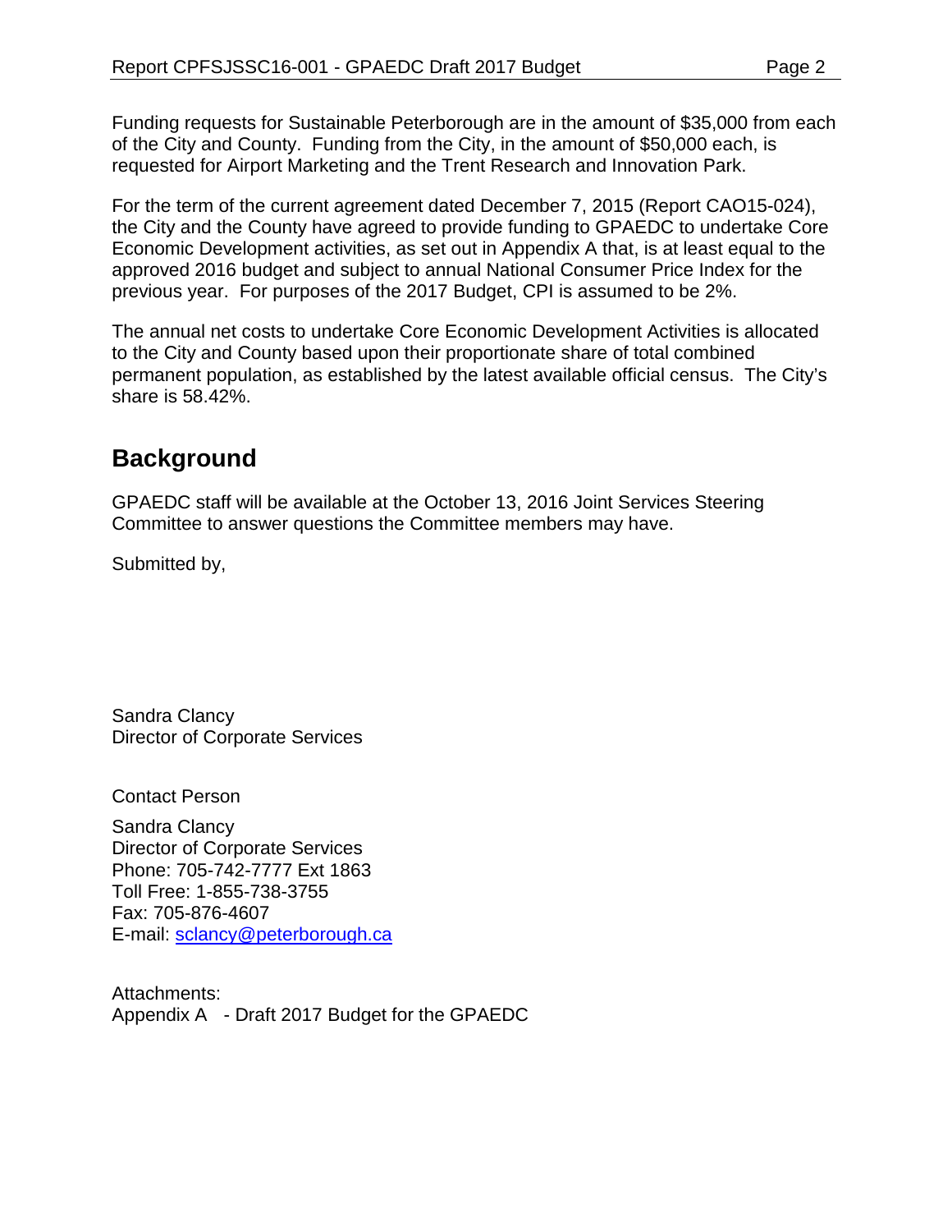Funding requests for Sustainable Peterborough are in the amount of $35,000 from each of the City and County. Funding from the City, in the amount of $50,000 each, is requested for Airport Marketing and the Trent Research and Innovation Park.

For the term of the current agreement dated December 7, 2015 (Report CAO15-024), the City and the County have agreed to provide funding to GPAEDC to undertake Core Economic Development activities, as set out in Appendix A that, is at least equal to the approved 2016 budget and subject to annual National Consumer Price Index for the previous year. For purposes of the 2017 Budget, CPI is assumed to be 2%.

The annual net costs to undertake Core Economic Development Activities is allocated to the City and County based upon their proportionate share of total combined permanent population, as established by the latest available official census. The City's share is 58.42%.

## Background

GPAEDC staff will be available at the October 13, 2016 Joint Services Steering Committee to answer questions the Committee members may have.

Submitted by,

Sandra Clancy
Director of Corporate Services

Contact Person

Sandra Clancy
Director of Corporate Services
Phone: 705-742-7777 Ext 1863
Toll Free: 1-855-738-3755
Fax: 705-876-4607
E-mail: sclancy@peterborough.ca

Attachments:
Appendix A - Draft 2017 Budget for the GPAEDC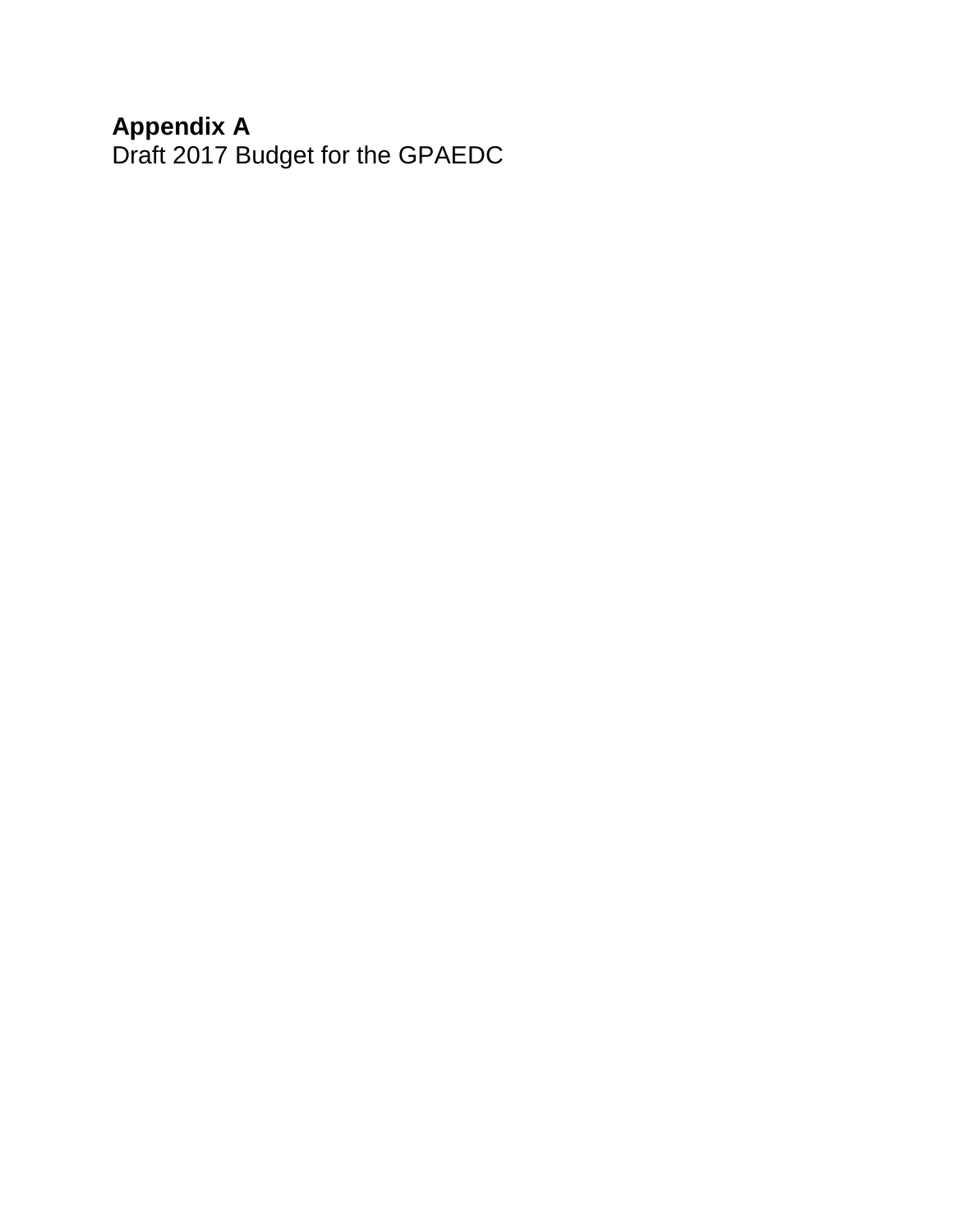**Appendix A**

Draft 2017 Budget for the GPAEDC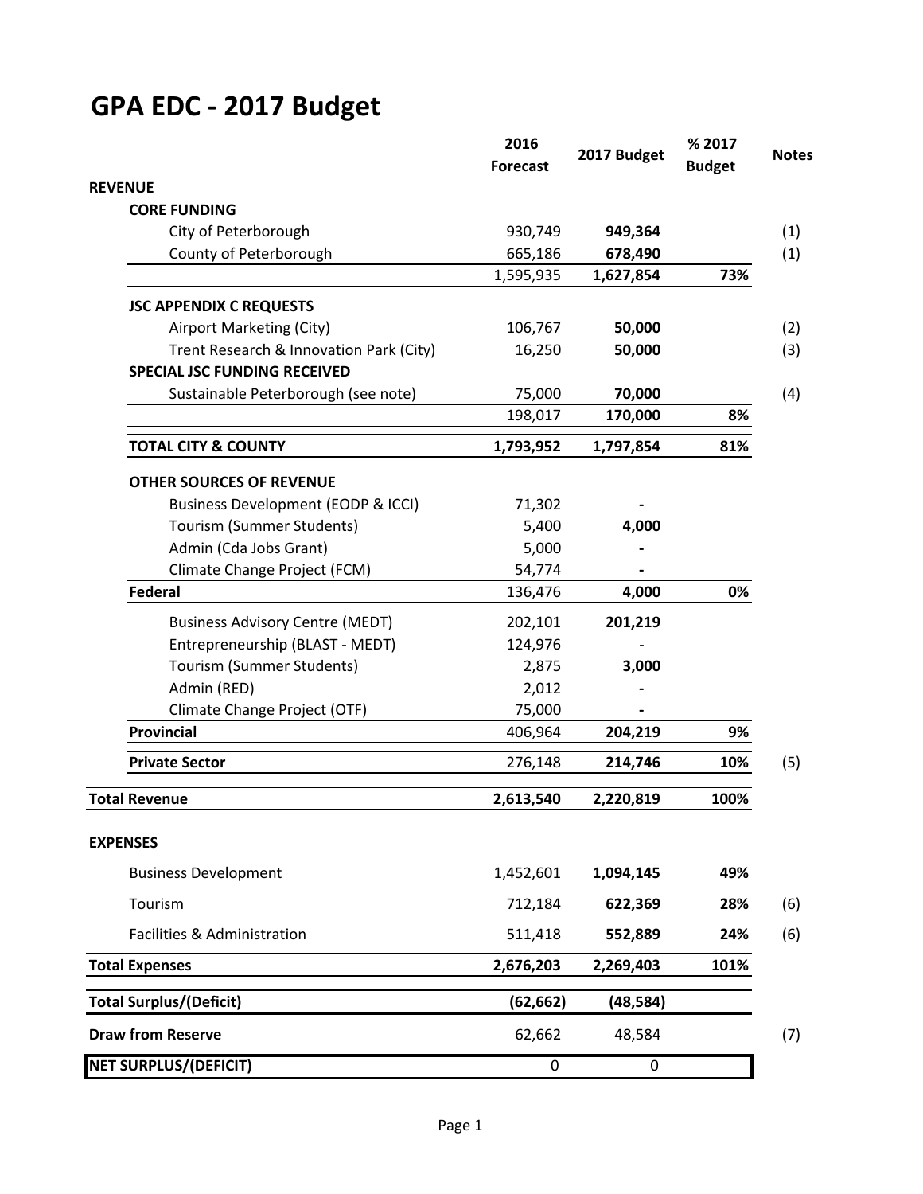# GPA EDC - 2017 Budget

| | 2016 Forecast | 2017 Budget | % 2017 Budget | Notes |
|---|---|---|---|---|
| **REVENUE** | | | | |
| **CORE FUNDING** | | | | |
| City of Peterborough | 930,749 | **949,364** | | (1) |
| County of Peterborough | 665,186 | **678,490** | | (1) |
| | 1,595,935 | **1,627,854** | **73%** | |
| **JSC APPENDIX C REQUESTS** | | | | |
| Airport Marketing (City) | 106,767 | **50,000** | | (2) |
| Trent Research & Innovation Park (City) | 16,250 | **50,000** | | (3) |
| **SPECIAL JSC FUNDING RECEIVED** | | | | |
| Sustainable Peterborough (see note) | 75,000 | **70,000** | | (4) |
| | 198,017 | **170,000** | **8%** | |
| **TOTAL CITY & COUNTY** | **1,793,952** | **1,797,854** | **81%** | |
| **OTHER SOURCES OF REVENUE** | | | | |
| Business Development (EODP & ICCI) | 71,302 | **-** | | |
| Tourism (Summer Students) | 5,400 | **4,000** | | |
| Admin (Cda Jobs Grant) | 5,000 | **-** | | |
| Climate Change Project (FCM) | 54,774 | **-** | | |
| **Federal** | 136,476 | **4,000** | **0%** | |
| Business Advisory Centre (MEDT) | 202,101 | **201,219** | | |
| Entrepreneurship (BLAST - MEDT) | 124,976 | - | | |
| Tourism (Summer Students) | 2,875 | **3,000** | | |
| Admin (RED) | 2,012 | **-** | | |
| Climate Change Project (OTF) | 75,000 | **-** | | |
| **Provincial** | 406,964 | **204,219** | **9%** | |
| **Private Sector** | 276,148 | **214,746** | **10%** | (5) |
| **Total Revenue** | **2,613,540** | **2,220,819** | **100%** | |
| **EXPENSES** | | | | |
| Business Development | 1,452,601 | **1,094,145** | **49%** | |
| Tourism | 712,184 | **622,369** | **28%** | (6) |
| Facilities & Administration | 511,418 | **552,889** | **24%** | (6) |
| **Total Expenses** | **2,676,203** | **2,269,403** | **101%** | |
| **Total Surplus/(Deficit)** | **(62,662)** | **(48,584)** | | |
| **Draw from Reserve** | 62,662 | 48,584 | | (7) |
| **NET SURPLUS/(DEFICIT)** | 0 | 0 | | |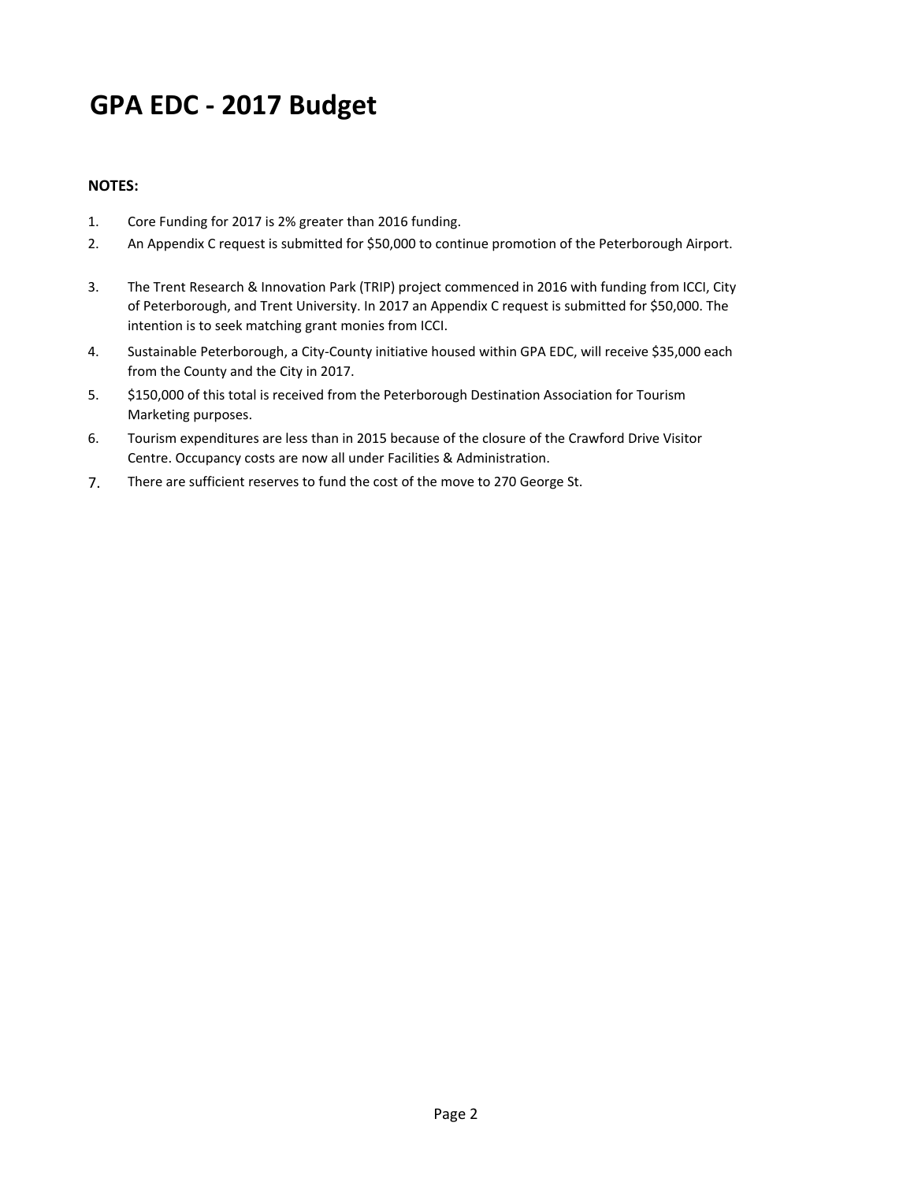# GPA EDC - 2017 Budget

**NOTES:**

1. Core Funding for 2017 is 2% greater than 2016 funding.
2. An Appendix C request is submitted for $50,000 to continue promotion of the Peterborough Airport.
3. The Trent Research & Innovation Park (TRIP) project commenced in 2016 with funding from ICCI, City of Peterborough, and Trent University. In 2017 an Appendix C request is submitted for $50,000. The intention is to seek matching grant monies from ICCI.
4. Sustainable Peterborough, a City-County initiative housed within GPA EDC, will receive $35,000 each from the County and the City in 2017.
5. $150,000 of this total is received from the Peterborough Destination Association for Tourism Marketing purposes.
6. Tourism expenditures are less than in 2015 because of the closure of the Crawford Drive Visitor Centre. Occupancy costs are now all under Facilities & Administration.
7. There are sufficient reserves to fund the cost of the move to 270 George St.